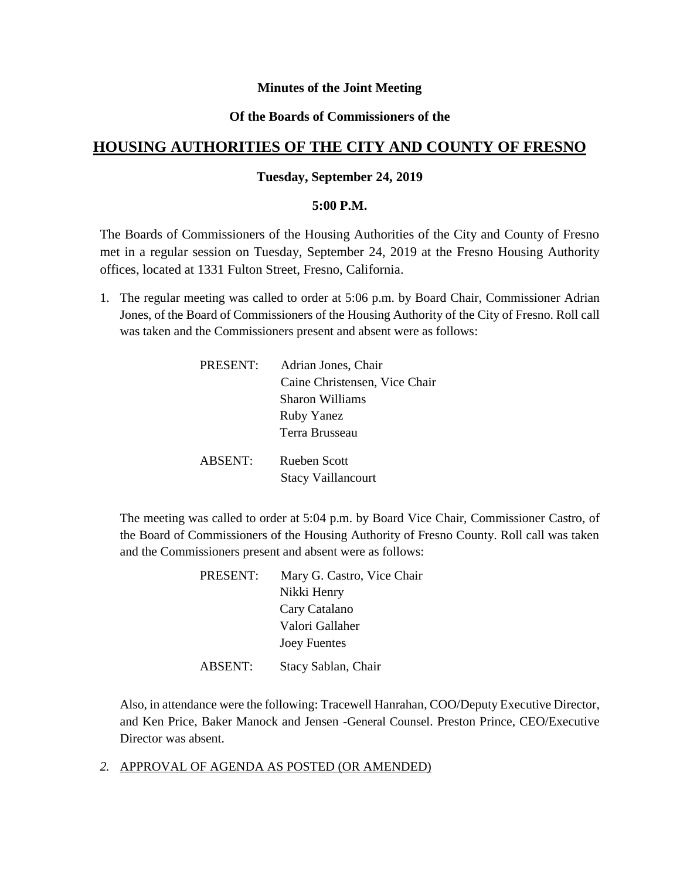**Minutes of the Joint Meeting**

**Of the Boards of Commissioners of the**

## HOUSING AUTHORITIES OF THE CITY AND COUNTY OF FRESNO

**Tuesday, September 24, 2019**

**5:00 P.M.**

The Boards of Commissioners of the Housing Authorities of the City and County of Fresno met in a regular session on Tuesday, September 24, 2019 at the Fresno Housing Authority offices, located at 1331 Fulton Street, Fresno, California.

1. The regular meeting was called to order at 5:06 p.m. by Board Chair, Commissioner Adrian Jones, of the Board of Commissioners of the Housing Authority of the City of Fresno. Roll call was taken and the Commissioners present and absent were as follows:

   PRESENT: Adrian Jones, Chair
   Caine Christensen, Vice Chair
   Sharon Williams
   Ruby Yanez
   Terra Brusseau

   ABSENT: Rueben Scott
   Stacy Vaillancourt

   The meeting was called to order at 5:04 p.m. by Board Vice Chair, Commissioner Castro, of the Board of Commissioners of the Housing Authority of Fresno County. Roll call was taken and the Commissioners present and absent were as follows:

   PRESENT: Mary G. Castro, Vice Chair
   Nikki Henry
   Cary Catalano
   Valori Gallaher
   Joey Fuentes

   ABSENT: Stacy Sablan, Chair

   Also, in attendance were the following: Tracewell Hanrahan, COO/Deputy Executive Director, and Ken Price, Baker Manock and Jensen -General Counsel. Preston Prince, CEO/Executive Director was absent.

2. APPROVAL OF AGENDA AS POSTED (OR AMENDED)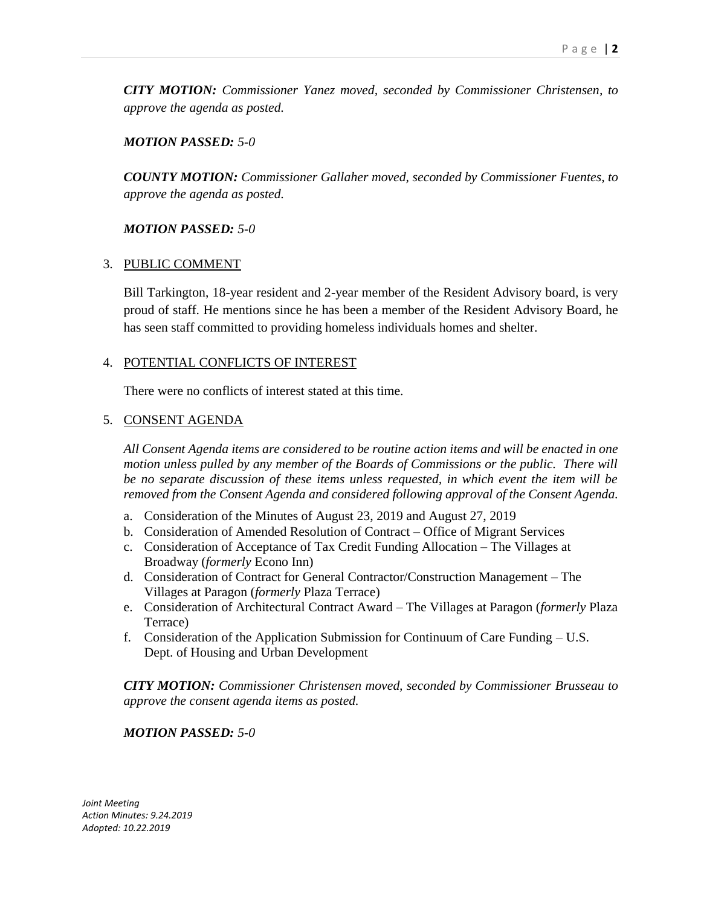***CITY MOTION:*** *Commissioner Yanez moved, seconded by Commissioner Christensen, to approve the agenda as posted.*

***MOTION PASSED:*** *5-0*

***COUNTY MOTION:*** *Commissioner Gallaher moved, seconded by Commissioner Fuentes, to approve the agenda as posted.*

***MOTION PASSED:*** *5-0*

3. PUBLIC COMMENT

   Bill Tarkington, 18-year resident and 2-year member of the Resident Advisory board, is very proud of staff. He mentions since he has been a member of the Resident Advisory Board, he has seen staff committed to providing homeless individuals homes and shelter.

4. POTENTIAL CONFLICTS OF INTEREST

   There were no conflicts of interest stated at this time.

5. CONSENT AGENDA

   *All Consent Agenda items are considered to be routine action items and will be enacted in one motion unless pulled by any member of the Boards of Commissions or the public. There will be no separate discussion of these items unless requested, in which event the item will be removed from the Consent Agenda and considered following approval of the Consent Agenda.*

   a. Consideration of the Minutes of August 23, 2019 and August 27, 2019
   b. Consideration of Amended Resolution of Contract – Office of Migrant Services
   c. Consideration of Acceptance of Tax Credit Funding Allocation – The Villages at Broadway (*formerly* Econo Inn)
   d. Consideration of Contract for General Contractor/Construction Management – The Villages at Paragon (*formerly* Plaza Terrace)
   e. Consideration of Architectural Contract Award – The Villages at Paragon (*formerly* Plaza Terrace)
   f. Consideration of the Application Submission for Continuum of Care Funding – U.S. Dept. of Housing and Urban Development

***CITY MOTION:*** *Commissioner Christensen moved, seconded by Commissioner Brusseau to approve the consent agenda items as posted.*

***MOTION PASSED:*** *5-0*

*Joint Meeting*
*Action Minutes: 9.24.2019*
*Adopted: 10.22.2019*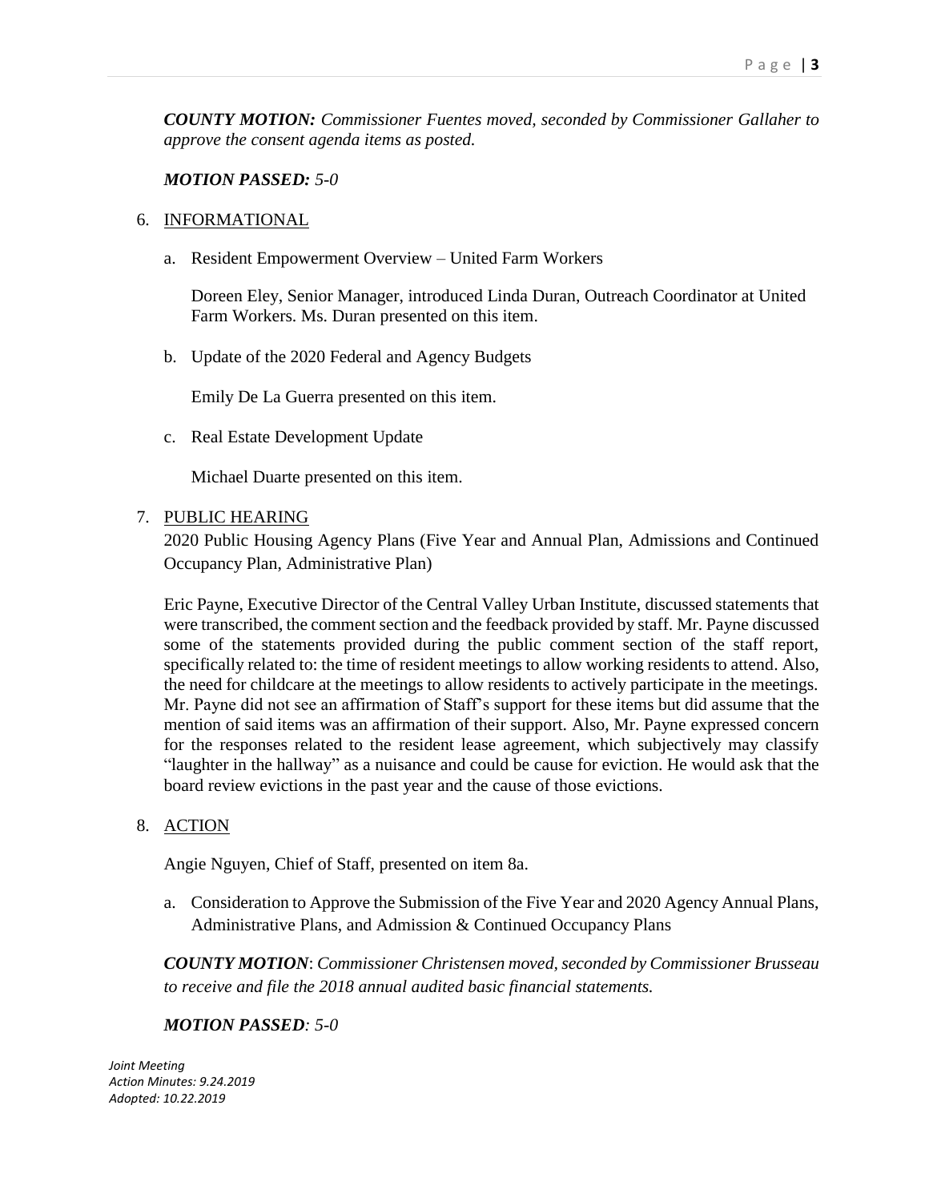***COUNTY MOTION:*** *Commissioner Fuentes moved, seconded by Commissioner Gallaher to approve the consent agenda items as posted.*

***MOTION PASSED:*** *5-0*

6. INFORMATIONAL

   a. Resident Empowerment Overview – United Farm Workers

      Doreen Eley, Senior Manager, introduced Linda Duran, Outreach Coordinator at United Farm Workers. Ms. Duran presented on this item.

   b. Update of the 2020 Federal and Agency Budgets

      Emily De La Guerra presented on this item.

   c. Real Estate Development Update

      Michael Duarte presented on this item.

7. PUBLIC HEARING

   2020 Public Housing Agency Plans (Five Year and Annual Plan, Admissions and Continued Occupancy Plan, Administrative Plan)

   Eric Payne, Executive Director of the Central Valley Urban Institute, discussed statements that were transcribed, the comment section and the feedback provided by staff. Mr. Payne discussed some of the statements provided during the public comment section of the staff report, specifically related to: the time of resident meetings to allow working residents to attend. Also, the need for childcare at the meetings to allow residents to actively participate in the meetings. Mr. Payne did not see an affirmation of Staff's support for these items but did assume that the mention of said items was an affirmation of their support. Also, Mr. Payne expressed concern for the responses related to the resident lease agreement, which subjectively may classify "laughter in the hallway" as a nuisance and could be cause for eviction. He would ask that the board review evictions in the past year and the cause of those evictions.

8. ACTION

   Angie Nguyen, Chief of Staff, presented on item 8a.

   a. Consideration to Approve the Submission of the Five Year and 2020 Agency Annual Plans, Administrative Plans, and Admission & Continued Occupancy Plans

***COUNTY MOTION***: *Commissioner Christensen moved, seconded by Commissioner Brusseau to receive and file the 2018 annual audited basic financial statements.*

***MOTION PASSED****: 5-0*

*Joint Meeting*
*Action Minutes: 9.24.2019*
*Adopted: 10.22.2019*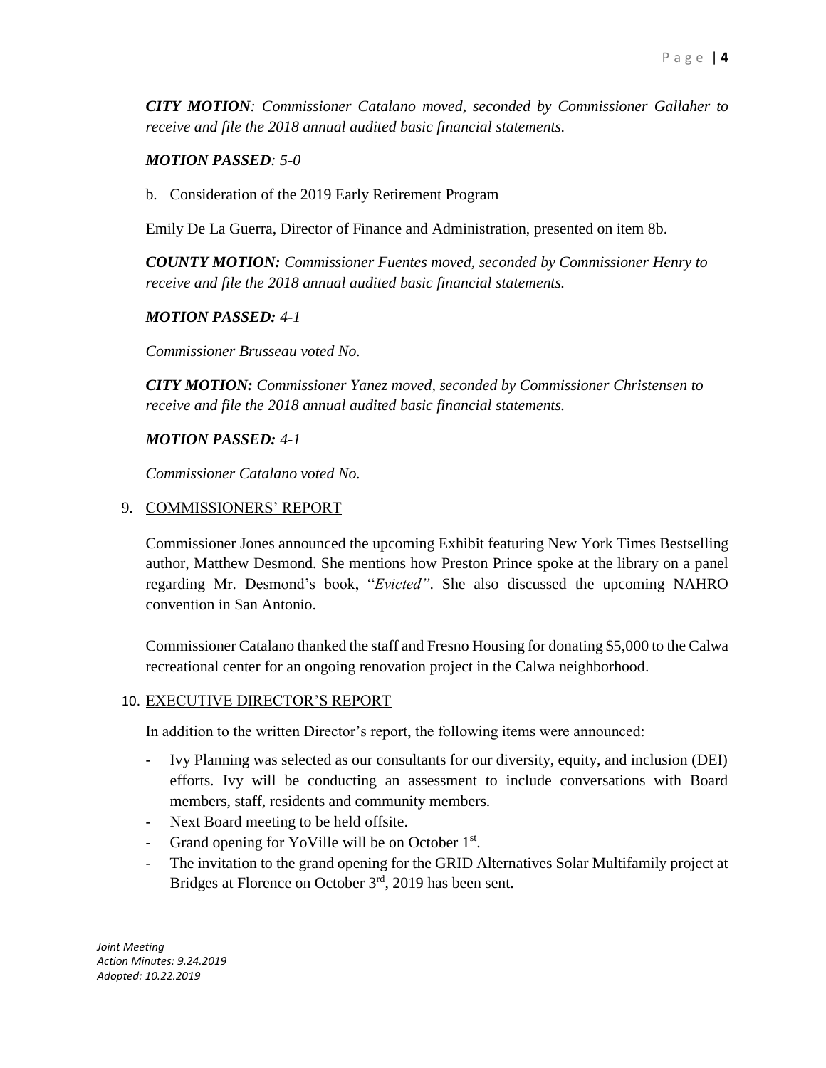*CITY MOTION: Commissioner Catalano moved, seconded by Commissioner Gallaher to receive and file the 2018 annual audited basic financial statements.*

***MOTION PASSED**: 5-0*

b. Consideration of the 2019 Early Retirement Program

Emily De La Guerra, Director of Finance and Administration, presented on item 8b.

***COUNTY MOTION:** Commissioner Fuentes moved, seconded by Commissioner Henry to receive and file the 2018 annual audited basic financial statements.*

***MOTION PASSED:** 4-1*

*Commissioner Brusseau voted No.*

***CITY MOTION:** Commissioner Yanez moved, seconded by Commissioner Christensen to receive and file the 2018 annual audited basic financial statements.*

***MOTION PASSED:** 4-1*

*Commissioner Catalano voted No.*

9. COMMISSIONERS' REPORT

Commissioner Jones announced the upcoming Exhibit featuring New York Times Bestselling author, Matthew Desmond. She mentions how Preston Prince spoke at the library on a panel regarding Mr. Desmond's book, "*Evicted"*. She also discussed the upcoming NAHRO convention in San Antonio.

Commissioner Catalano thanked the staff and Fresno Housing for donating $5,000 to the Calwa recreational center for an ongoing renovation project in the Calwa neighborhood.

10. EXECUTIVE DIRECTOR'S REPORT

In addition to the written Director's report, the following items were announced:

- Ivy Planning was selected as our consultants for our diversity, equity, and inclusion (DEI) efforts. Ivy will be conducting an assessment to include conversations with Board members, staff, residents and community members.
- Next Board meeting to be held offsite.
- Grand opening for YoVille will be on October 1st.
- The invitation to the grand opening for the GRID Alternatives Solar Multifamily project at Bridges at Florence on October 3rd, 2019 has been sent.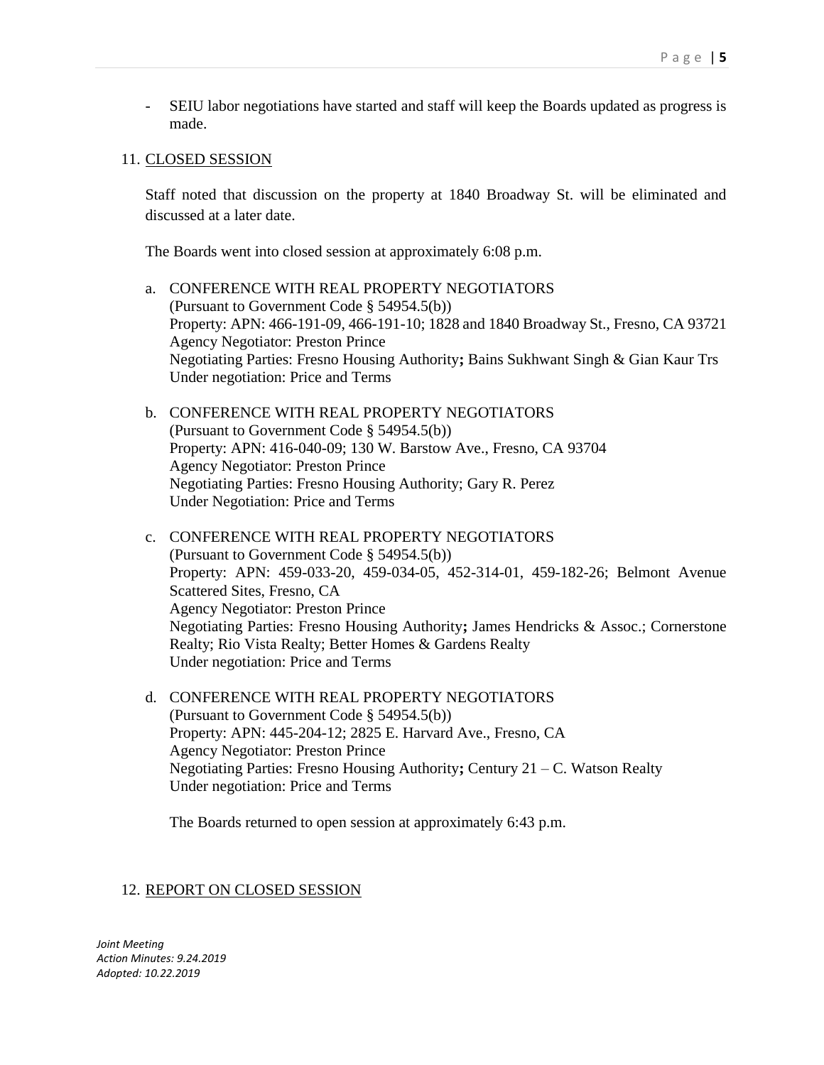- SEIU labor negotiations have started and staff will keep the Boards updated as progress is made.

11. CLOSED SESSION

Staff noted that discussion on the property at 1840 Broadway St. will be eliminated and discussed at a later date.

The Boards went into closed session at approximately 6:08 p.m.

a. CONFERENCE WITH REAL PROPERTY NEGOTIATORS
(Pursuant to Government Code § 54954.5(b))
Property: APN: 466-191-09, 466-191-10; 1828 and 1840 Broadway St., Fresno, CA 93721
Agency Negotiator: Preston Prince
Negotiating Parties: Fresno Housing Authority**;** Bains Sukhwant Singh & Gian Kaur Trs
Under negotiation: Price and Terms

b. CONFERENCE WITH REAL PROPERTY NEGOTIATORS
(Pursuant to Government Code § 54954.5(b))
Property: APN: 416-040-09; 130 W. Barstow Ave., Fresno, CA 93704
Agency Negotiator: Preston Prince
Negotiating Parties: Fresno Housing Authority; Gary R. Perez
Under Negotiation: Price and Terms

c. CONFERENCE WITH REAL PROPERTY NEGOTIATORS
(Pursuant to Government Code § 54954.5(b))
Property: APN: 459-033-20, 459-034-05, 452-314-01, 459-182-26; Belmont Avenue Scattered Sites, Fresno, CA
Agency Negotiator: Preston Prince
Negotiating Parties: Fresno Housing Authority**;** James Hendricks & Assoc.; Cornerstone Realty; Rio Vista Realty; Better Homes & Gardens Realty
Under negotiation: Price and Terms

d. CONFERENCE WITH REAL PROPERTY NEGOTIATORS
(Pursuant to Government Code § 54954.5(b))
Property: APN: 445-204-12; 2825 E. Harvard Ave., Fresno, CA
Agency Negotiator: Preston Prince
Negotiating Parties: Fresno Housing Authority**;** Century 21 – C. Watson Realty
Under negotiation: Price and Terms

The Boards returned to open session at approximately 6:43 p.m.

12. REPORT ON CLOSED SESSION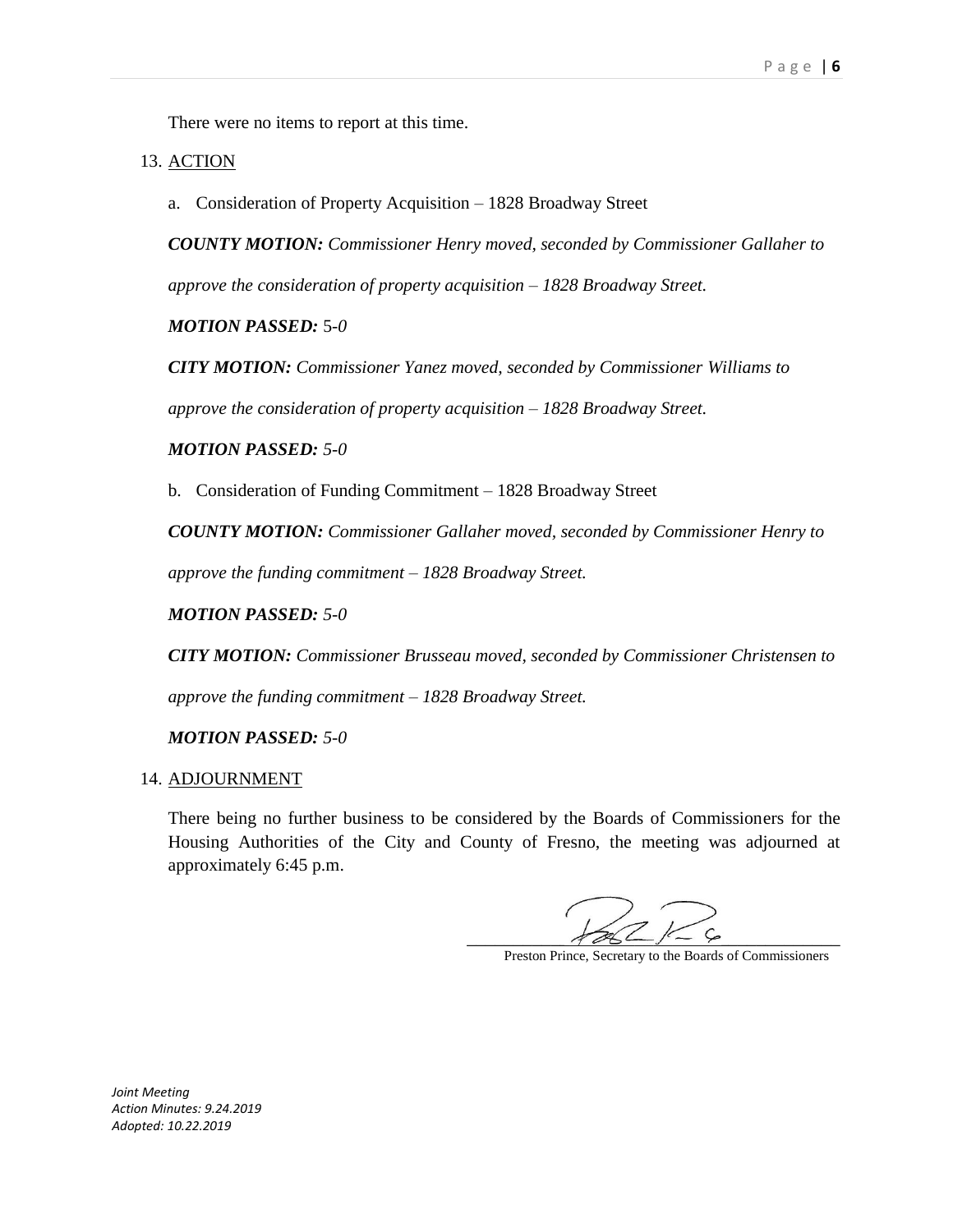There were no items to report at this time.

13. ACTION

    a. Consideration of Property Acquisition – 1828 Broadway Street

    ***COUNTY MOTION:*** *Commissioner Henry moved, seconded by Commissioner Gallaher to approve the consideration of property acquisition – 1828 Broadway Street.*

    ***MOTION PASSED:*** 5-*0*

    ***CITY MOTION:*** *Commissioner Yanez moved, seconded by Commissioner Williams to approve the consideration of property acquisition – 1828 Broadway Street.*

    ***MOTION PASSED:*** *5-0*

    b. Consideration of Funding Commitment – 1828 Broadway Street

    ***COUNTY MOTION:*** *Commissioner Gallaher moved, seconded by Commissioner Henry to approve the funding commitment – 1828 Broadway Street.*

    ***MOTION PASSED:*** *5-0*

    ***CITY MOTION:*** *Commissioner Brusseau moved, seconded by Commissioner Christensen to approve the funding commitment – 1828 Broadway Street.*

    ***MOTION PASSED:*** *5-0*

14. ADJOURNMENT

    There being no further business to be considered by the Boards of Commissioners for the Housing Authorities of the City and County of Fresno, the meeting was adjourned at approximately 6:45 p.m.

Preston Prince, Secretary to the Boards of Commissioners

*Joint Meeting*
*Action Minutes: 9.24.2019*
*Adopted: 10.22.2019*